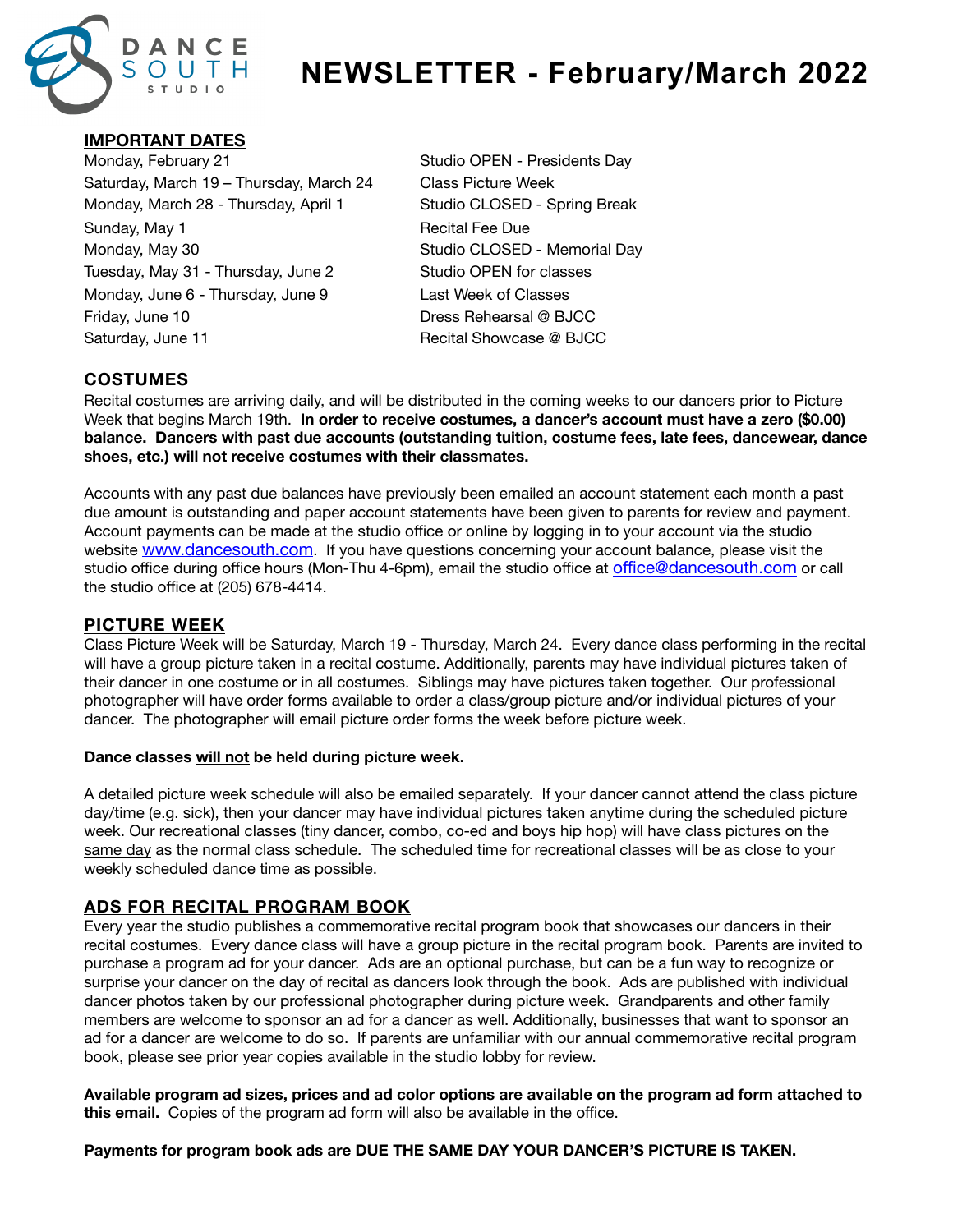# NEWSLETTER - February/March 2022

## IMPORTANT DATES

| | |
|---|---|
| Monday, February 21 | Studio OPEN - Presidents Day |
| Saturday, March 19 – Thursday, March 24 | Class Picture Week |
| Monday, March 28 - Thursday, April 1 | Studio CLOSED - Spring Break |
| Sunday, May 1 | Recital Fee Due |
| Monday, May 30 | Studio CLOSED - Memorial Day |
| Tuesday, May 31 - Thursday, June 2 | Studio OPEN for classes |
| Monday, June 6 - Thursday, June 9 | Last Week of Classes |
| Friday, June 10 | Dress Rehearsal @ BJCC |
| Saturday, June 11 | Recital Showcase @ BJCC |

## COSTUMES

Recital costumes are arriving daily, and will be distributed in the coming weeks to our dancers prior to Picture Week that begins March 19th. **In order to receive costumes, a dancer's account must have a zero ($0.00) balance. Dancers with past due accounts (outstanding tuition, costume fees, late fees, dancewear, dance shoes, etc.) will not receive costumes with their classmates.**

Accounts with any past due balances have previously been emailed an account statement each month a past due amount is outstanding and paper account statements have been given to parents for review and payment. Account payments can be made at the studio office or online by logging in to your account via the studio website www.dancesouth.com. If you have questions concerning your account balance, please visit the studio office during office hours (Mon-Thu 4-6pm), email the studio office at office@dancesouth.com or call the studio office at (205) 678-4414.

## PICTURE WEEK

Class Picture Week will be Saturday, March 19 - Thursday, March 24. Every dance class performing in the recital will have a group picture taken in a recital costume. Additionally, parents may have individual pictures taken of their dancer in one costume or in all costumes. Siblings may have pictures taken together. Our professional photographer will have order forms available to order a class/group picture and/or individual pictures of your dancer. The photographer will email picture order forms the week before picture week.

**Dance classes will not be held during picture week.**

A detailed picture week schedule will also be emailed separately. If your dancer cannot attend the class picture day/time (e.g. sick), then your dancer may have individual pictures taken anytime during the scheduled picture week. Our recreational classes (tiny dancer, combo, co-ed and boys hip hop) will have class pictures on the same day as the normal class schedule. The scheduled time for recreational classes will be as close to your weekly scheduled dance time as possible.

## ADS FOR RECITAL PROGRAM BOOK

Every year the studio publishes a commemorative recital program book that showcases our dancers in their recital costumes. Every dance class will have a group picture in the recital program book. Parents are invited to purchase a program ad for your dancer. Ads are an optional purchase, but can be a fun way to recognize or surprise your dancer on the day of recital as dancers look through the book. Ads are published with individual dancer photos taken by our professional photographer during picture week. Grandparents and other family members are welcome to sponsor an ad for a dancer as well. Additionally, businesses that want to sponsor an ad for a dancer are welcome to do so. If parents are unfamiliar with our annual commemorative recital program book, please see prior year copies available in the studio lobby for review.

**Available program ad sizes, prices and ad color options are available on the program ad form attached to this email.** Copies of the program ad form will also be available in the office.

**Payments for program book ads are DUE THE SAME DAY YOUR DANCER'S PICTURE IS TAKEN.**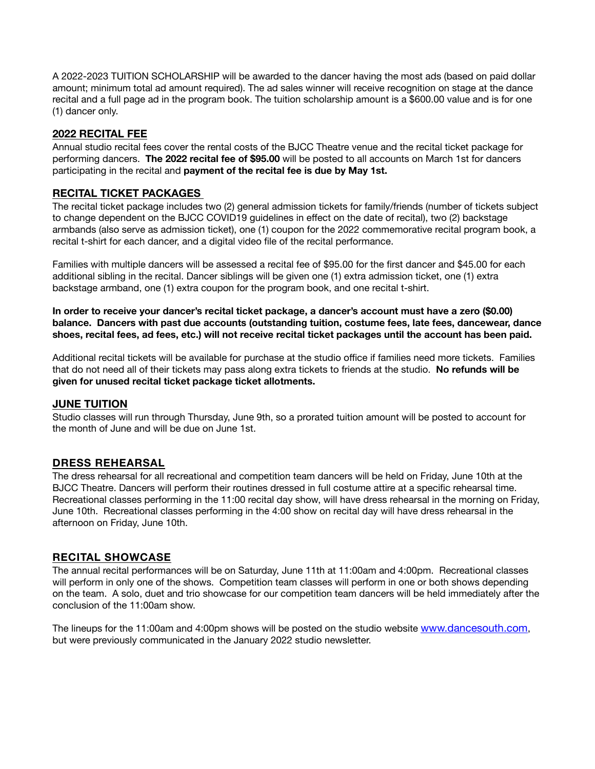A 2022-2023 TUITION SCHOLARSHIP will be awarded to the dancer having the most ads (based on paid dollar amount; minimum total ad amount required). The ad sales winner will receive recognition on stage at the dance recital and a full page ad in the program book. The tuition scholarship amount is a $600.00 value and is for one (1) dancer only.

## 2022 RECITAL FEE

Annual studio recital fees cover the rental costs of the BJCC Theatre venue and the recital ticket package for performing dancers. **The 2022 recital fee of $95.00** will be posted to all accounts on March 1st for dancers participating in the recital and **payment of the recital fee is due by May 1st.**

## RECITAL TICKET PACKAGES

The recital ticket package includes two (2) general admission tickets for family/friends (number of tickets subject to change dependent on the BJCC COVID19 guidelines in effect on the date of recital), two (2) backstage armbands (also serve as admission ticket), one (1) coupon for the 2022 commemorative recital program book, a recital t-shirt for each dancer, and a digital video file of the recital performance.

Families with multiple dancers will be assessed a recital fee of $95.00 for the first dancer and $45.00 for each additional sibling in the recital. Dancer siblings will be given one (1) extra admission ticket, one (1) extra backstage armband, one (1) extra coupon for the program book, and one recital t-shirt.

**In order to receive your dancer's recital ticket package, a dancer's account must have a zero ($0.00) balance. Dancers with past due accounts (outstanding tuition, costume fees, late fees, dancewear, dance shoes, recital fees, ad fees, etc.) will not receive recital ticket packages until the account has been paid.**

Additional recital tickets will be available for purchase at the studio office if families need more tickets. Families that do not need all of their tickets may pass along extra tickets to friends at the studio. **No refunds will be given for unused recital ticket package ticket allotments.**

## JUNE TUITION

Studio classes will run through Thursday, June 9th, so a prorated tuition amount will be posted to account for the month of June and will be due on June 1st.

## DRESS REHEARSAL

The dress rehearsal for all recreational and competition team dancers will be held on Friday, June 10th at the BJCC Theatre. Dancers will perform their routines dressed in full costume attire at a specific rehearsal time. Recreational classes performing in the 11:00 recital day show, will have dress rehearsal in the morning on Friday, June 10th. Recreational classes performing in the 4:00 show on recital day will have dress rehearsal in the afternoon on Friday, June 10th.

## RECITAL SHOWCASE

The annual recital performances will be on Saturday, June 11th at 11:00am and 4:00pm. Recreational classes will perform in only one of the shows. Competition team classes will perform in one or both shows depending on the team. A solo, duet and trio showcase for our competition team dancers will be held immediately after the conclusion of the 11:00am show.

The lineups for the 11:00am and 4:00pm shows will be posted on the studio website www.dancesouth.com, but were previously communicated in the January 2022 studio newsletter.